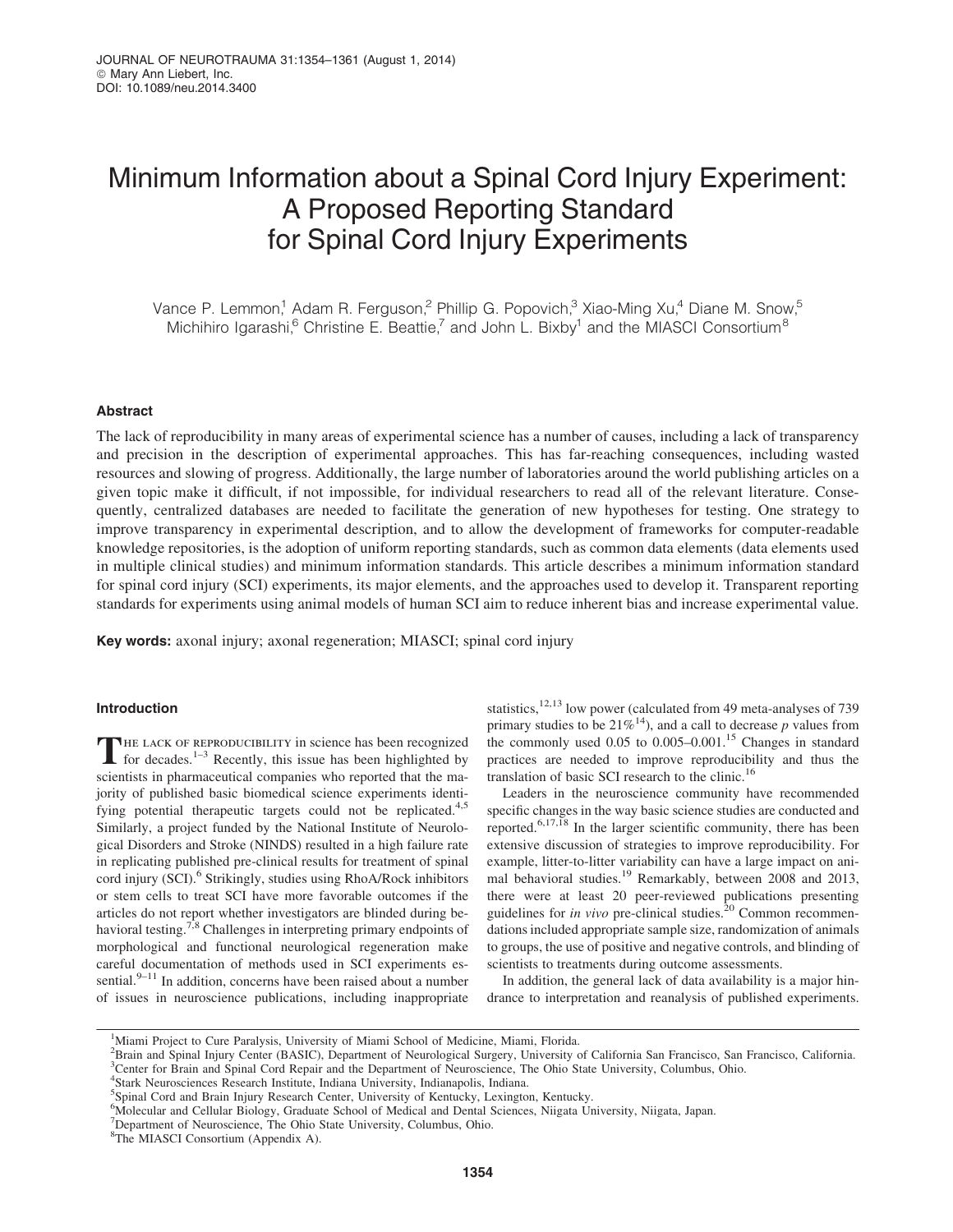# Minimum Information about a Spinal Cord Injury Experiment: A Proposed Reporting Standard for Spinal Cord Injury Experiments

Vance P. Lemmon,[1] Adam R. Ferguson,[2] Phillip G. Popovich,[3] Xiao-Ming Xu,[4] Diane M. Snow,[5] Michihiro Igarashi,[6] Christine E. Beattie,[7] and John L. Bixby[1] and the MIASCI Consortium[8]

## Abstract

The lack of reproducibility in many areas of experimental science has a number of causes, including a lack of transparency and precision in the description of experimental approaches. This has far-reaching consequences, including wasted resources and slowing of progress. Additionally, the large number of laboratories around the world publishing articles on a given topic make it difficult, if not impossible, for individual researchers to read all of the relevant literature. Consequently, centralized databases are needed to facilitate the generation of new hypotheses for testing. One strategy to improve transparency in experimental description, and to allow the development of frameworks for computer-readable knowledge repositories, is the adoption of uniform reporting standards, such as common data elements (data elements used in multiple clinical studies) and minimum information standards. This article describes a minimum information standard for spinal cord injury (SCI) experiments, its major elements, and the approaches used to develop it. Transparent reporting standards for experiments using animal models of human SCI aim to reduce inherent bias and increase experimental value.

**Key words:** axonal injury; axonal regeneration; MIASCI; spinal cord injury

## Introduction

The lack of reproducibility in science has been recognized for decades.[1–3] Recently, this issue has been highlighted by scientists in pharmaceutical companies who reported that the majority of published basic biomedical science experiments identifying potential therapeutic targets could not be replicated.[4,5] Similarly, a project funded by the National Institute of Neurological Disorders and Stroke (NINDS) resulted in a high failure rate in replicating published pre-clinical results for treatment of spinal cord injury (SCI).[6] Strikingly, studies using RhoA/Rock inhibitors or stem cells to treat SCI have more favorable outcomes if the articles do not report whether investigators are blinded during behavioral testing.[7,8] Challenges in interpreting primary endpoints of morphological and functional neurological regeneration make careful documentation of methods used in SCI experiments essential.[9–11] In addition, concerns have been raised about a number of issues in neuroscience publications, including inappropriate statistics,[12,13] low power (calculated from 49 meta-analyses of 739 primary studies to be 21%[14]), and a call to decrease *p* values from the commonly used 0.05 to 0.005–0.001.[15] Changes in standard practices are needed to improve reproducibility and thus the translation of basic SCI research to the clinic.[16]

Leaders in the neuroscience community have recommended specific changes in the way basic science studies are conducted and reported.[6,17,18] In the larger scientific community, there has been extensive discussion of strategies to improve reproducibility. For example, litter-to-litter variability can have a large impact on animal behavioral studies.[19] Remarkably, between 2008 and 2013, there were at least 20 peer-reviewed publications presenting guidelines for *in vivo* pre-clinical studies.[20] Common recommendations included appropriate sample size, randomization of animals to groups, the use of positive and negative controls, and blinding of scientists to treatments during outcome assessments.

In addition, the general lack of data availability is a major hindrance to interpretation and reanalysis of published experiments.

---

[1]Miami Project to Cure Paralysis, University of Miami School of Medicine, Miami, Florida.
[2]Brain and Spinal Injury Center (BASIC), Department of Neurological Surgery, University of California San Francisco, San Francisco, California.
[3]Center for Brain and Spinal Cord Repair and the Department of Neuroscience, The Ohio State University, Columbus, Ohio.
[4]Stark Neurosciences Research Institute, Indiana University, Indianapolis, Indiana.
[5]Spinal Cord and Brain Injury Research Center, University of Kentucky, Lexington, Kentucky.
[6]Molecular and Cellular Biology, Graduate School of Medical and Dental Sciences, Niigata University, Niigata, Japan.
[7]Department of Neuroscience, The Ohio State University, Columbus, Ohio.
[8]The MIASCI Consortium (Appendix A).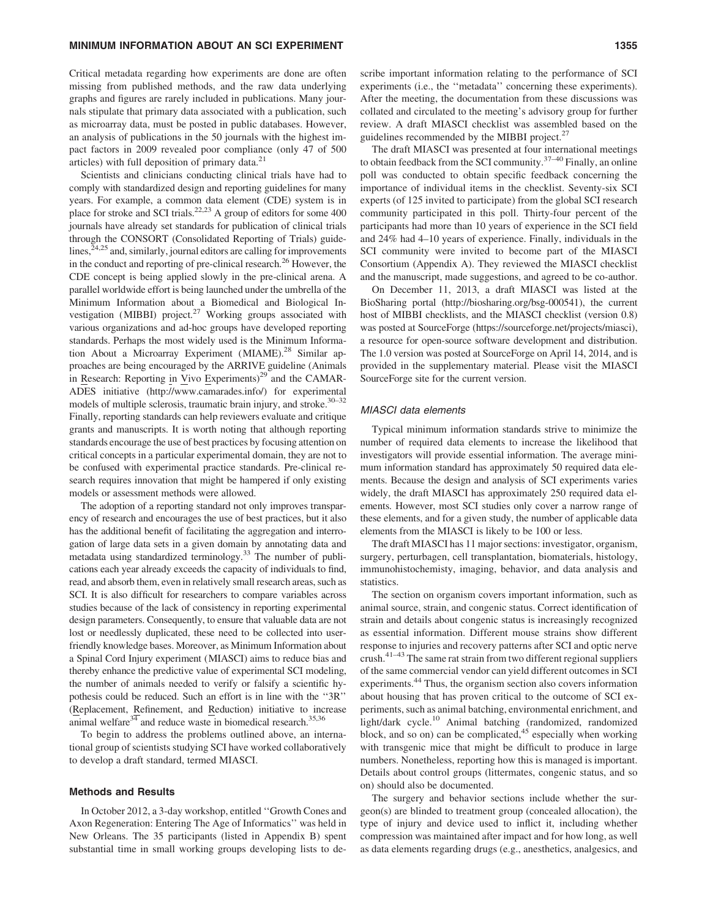Critical metadata regarding how experiments are done are often missing from published methods, and the raw data underlying graphs and figures are rarely included in publications. Many journals stipulate that primary data associated with a publication, such as microarray data, must be posted in public databases. However, an analysis of publications in the 50 journals with the highest impact factors in 2009 revealed poor compliance (only 47 of 500 articles) with full deposition of primary data.[21]

Scientists and clinicians conducting clinical trials have had to comply with standardized design and reporting guidelines for many years. For example, a common data element (CDE) system is in place for stroke and SCI trials.[22,23] A group of editors for some 400 journals have already set standards for publication of clinical trials through the CONSORT (Consolidated Reporting of Trials) guidelines,[24,25] and, similarly, journal editors are calling for improvements in the conduct and reporting of pre-clinical research.[26] However, the CDE concept is being applied slowly in the pre-clinical arena. A parallel worldwide effort is being launched under the umbrella of the Minimum Information about a Biomedical and Biological Investigation (MIBBI) project.[27] Working groups associated with various organizations and ad-hoc groups have developed reporting standards. Perhaps the most widely used is the Minimum Information About a Microarray Experiment (MIAME).[28] Similar approaches are being encouraged by the ARRIVE guideline (Animals in Research: Reporting in Vivo Experiments)[29] and the CAMARADES initiative (http://www.camarades.info/) for experimental models of multiple sclerosis, traumatic brain injury, and stroke.[30–32] Finally, reporting standards can help reviewers evaluate and critique grants and manuscripts. It is worth noting that although reporting standards encourage the use of best practices by focusing attention on critical concepts in a particular experimental domain, they are not to be confused with experimental practice standards. Pre-clinical research requires innovation that might be hampered if only existing models or assessment methods were allowed.

The adoption of a reporting standard not only improves transparency of research and encourages the use of best practices, but it also has the additional benefit of facilitating the aggregation and interrogation of large data sets in a given domain by annotating data and metadata using standardized terminology.[33] The number of publications each year already exceeds the capacity of individuals to find, read, and absorb them, even in relatively small research areas, such as SCI. It is also difficult for researchers to compare variables across studies because of the lack of consistency in reporting experimental design parameters. Consequently, to ensure that valuable data are not lost or needlessly duplicated, these need to be collected into user-friendly knowledge bases. Moreover, as Minimum Information about a Spinal Cord Injury experiment (MIASCI) aims to reduce bias and thereby enhance the predictive value of experimental SCI modeling, the number of animals needed to verify or falsify a scientific hypothesis could be reduced. Such an effort is in line with the ''3R'' (Replacement, Refinement, and Reduction) initiative to increase animal welfare[34] and reduce waste in biomedical research.[35,36]

To begin to address the problems outlined above, an international group of scientists studying SCI have worked collaboratively to develop a draft standard, termed MIASCI.

## Methods and Results

In October 2012, a 3-day workshop, entitled ''Growth Cones and Axon Regeneration: Entering The Age of Informatics'' was held in New Orleans. The 35 participants (listed in Appendix B) spent substantial time in small working groups developing lists to describe important information relating to the performance of SCI experiments (i.e., the ''metadata'' concerning these experiments). After the meeting, the documentation from these discussions was collated and circulated to the meeting's advisory group for further review. A draft MIASCI checklist was assembled based on the guidelines recommended by the MIBBI project.[27]

The draft MIASCI was presented at four international meetings to obtain feedback from the SCI community.[37–40] Finally, an online poll was conducted to obtain specific feedback concerning the importance of individual items in the checklist. Seventy-six SCI experts (of 125 invited to participate) from the global SCI research community participated in this poll. Thirty-four percent of the participants had more than 10 years of experience in the SCI field and 24% had 4–10 years of experience. Finally, individuals in the SCI community were invited to become part of the MIASCI Consortium (Appendix A). They reviewed the MIASCI checklist and the manuscript, made suggestions, and agreed to be co-author.

On December 11, 2013, a draft MIASCI was listed at the BioSharing portal (http://biosharing.org/bsg-000541), the current host of MIBBI checklists, and the MIASCI checklist (version 0.8) was posted at SourceForge (https://sourceforge.net/projects/miasci), a resource for open-source software development and distribution. The 1.0 version was posted at SourceForge on April 14, 2014, and is provided in the supplementary material. Please visit the MIASCI SourceForge site for the current version.

### *MIASCI data elements*

Typical minimum information standards strive to minimize the number of required data elements to increase the likelihood that investigators will provide essential information. The average minimum information standard has approximately 50 required data elements. Because the design and analysis of SCI experiments varies widely, the draft MIASCI has approximately 250 required data elements. However, most SCI studies only cover a narrow range of these elements, and for a given study, the number of applicable data elements from the MIASCI is likely to be 100 or less.

The draft MIASCI has 11 major sections: investigator, organism, surgery, perturbagen, cell transplantation, biomaterials, histology, immunohistochemistry, imaging, behavior, and data analysis and statistics.

The section on organism covers important information, such as animal source, strain, and congenic status. Correct identification of strain and details about congenic status is increasingly recognized as essential information. Different mouse strains show different response to injuries and recovery patterns after SCI and optic nerve crush.[41–43] The same rat strain from two different regional suppliers of the same commercial vendor can yield different outcomes in SCI experiments.[44] Thus, the organism section also covers information about housing that has proven critical to the outcome of SCI experiments, such as animal batching, environmental enrichment, and light/dark cycle.[10] Animal batching (randomized, randomized block, and so on) can be complicated,[45] especially when working with transgenic mice that might be difficult to produce in large numbers. Nonetheless, reporting how this is managed is important. Details about control groups (littermates, congenic status, and so on) should also be documented.

The surgery and behavior sections include whether the surgeon(s) are blinded to treatment group (concealed allocation), the type of injury and device used to inflict it, including whether compression was maintained after impact and for how long, as well as data elements regarding drugs (e.g., anesthetics, analgesics, and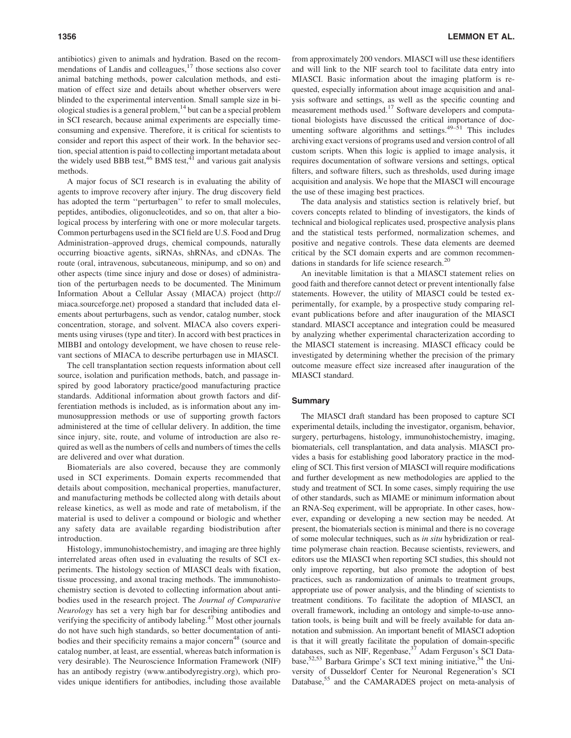antibiotics) given to animals and hydration. Based on the recommendations of Landis and colleagues,[17] those sections also cover animal batching methods, power calculation methods, and estimation of effect size and details about whether observers were blinded to the experimental intervention. Small sample size in biological studies is a general problem,[14] but can be a special problem in SCI research, because animal experiments are especially time-consuming and expensive. Therefore, it is critical for scientists to consider and report this aspect of their work. In the behavior section, special attention is paid to collecting important metadata about the widely used BBB test,[46] BMS test,[41] and various gait analysis methods.

A major focus of SCI research is in evaluating the ability of agents to improve recovery after injury. The drug discovery field has adopted the term ''perturbagen'' to refer to small molecules, peptides, antibodies, oligonucleotides, and so on, that alter a biological process by interfering with one or more molecular targets. Common perturbagens used in the SCI field are U.S. Food and Drug Administration–approved drugs, chemical compounds, naturally occurring bioactive agents, siRNAs, shRNAs, and cDNAs. The route (oral, intravenous, subcutaneous, minipump, and so on) and other aspects (time since injury and dose or doses) of administration of the perturbagen needs to be documented. The Minimum Information About a Cellular Assay (MIACA) project (http://miaca.sourceforge.net) proposed a standard that included data elements about perturbagens, such as vendor, catalog number, stock concentration, storage, and solvent. MIACA also covers experiments using viruses (type and titer). In accord with best practices in MIBBI and ontology development, we have chosen to reuse relevant sections of MIACA to describe perturbagen use in MIASCI.

The cell transplantation section requests information about cell source, isolation and purification methods, batch, and passage inspired by good laboratory practice/good manufacturing practice standards. Additional information about growth factors and differentiation methods is included, as is information about any immunosuppression methods or use of supporting growth factors administered at the time of cellular delivery. In addition, the time since injury, site, route, and volume of introduction are also required as well as the numbers of cells and numbers of times the cells are delivered and over what duration.

Biomaterials are also covered, because they are commonly used in SCI experiments. Domain experts recommended that details about composition, mechanical properties, manufacturer, and manufacturing methods be collected along with details about release kinetics, as well as mode and rate of metabolism, if the material is used to deliver a compound or biologic and whether any safety data are available regarding biodistribution after introduction.

Histology, immunohistochemistry, and imaging are three highly interrelated areas often used in evaluating the results of SCI experiments. The histology section of MIASCI deals with fixation, tissue processing, and axonal tracing methods. The immunohistochemistry section is devoted to collecting information about antibodies used in the research project. The *Journal of Comparative Neurology* has set a very high bar for describing antibodies and verifying the specificity of antibody labeling.[47] Most other journals do not have such high standards, so better documentation of antibodies and their specificity remains a major concern[48] (source and catalog number, at least, are essential, whereas batch information is very desirable). The Neuroscience Information Framework (NIF) has an antibody registry (www.antibodyregistry.org), which provides unique identifiers for antibodies, including those available from approximately 200 vendors. MIASCI will use these identifiers and will link to the NIF search tool to facilitate data entry into MIASCI. Basic information about the imaging platform is requested, especially information about image acquisition and analysis software and settings, as well as the specific counting and measurement methods used.[17] Software developers and computational biologists have discussed the critical importance of documenting software algorithms and settings.[49–51] This includes archiving exact versions of programs used and version control of all custom scripts. When this logic is applied to image analysis, it requires documentation of software versions and settings, optical filters, and software filters, such as thresholds, used during image acquisition and analysis. We hope that the MIASCI will encourage the use of these imaging best practices.

The data analysis and statistics section is relatively brief, but covers concepts related to blinding of investigators, the kinds of technical and biological replicates used, prospective analysis plans and the statistical tests performed, normalization schemes, and positive and negative controls. These data elements are deemed critical by the SCI domain experts and are common recommendations in standards for life science research.[20]

An inevitable limitation is that a MIASCI statement relies on good faith and therefore cannot detect or prevent intentionally false statements. However, the utility of MIASCI could be tested experimentally, for example, by a prospective study comparing relevant publications before and after inauguration of the MIASCI standard. MIASCI acceptance and integration could be measured by analyzing whether experimental characterization according to the MIASCI statement is increasing. MIASCI efficacy could be investigated by determining whether the precision of the primary outcome measure effect size increased after inauguration of the MIASCI standard.

## Summary

The MIASCI draft standard has been proposed to capture SCI experimental details, including the investigator, organism, behavior, surgery, perturbagens, histology, immunohistochemistry, imaging, biomaterials, cell transplantation, and data analysis. MIASCI provides a basis for establishing good laboratory practice in the modeling of SCI. This first version of MIASCI will require modifications and further development as new methodologies are applied to the study and treatment of SCI. In some cases, simply requiring the use of other standards, such as MIAME or minimum information about an RNA-Seq experiment, will be appropriate. In other cases, however, expanding or developing a new section may be needed. At present, the biomaterials section is minimal and there is no coverage of some molecular techniques, such as *in situ* hybridization or real-time polymerase chain reaction. Because scientists, reviewers, and editors use the MIASCI when reporting SCI studies, this should not only improve reporting, but also promote the adoption of best practices, such as randomization of animals to treatment groups, appropriate use of power analysis, and the blinding of scientists to treatment conditions. To facilitate the adoption of MIASCI, an overall framework, including an ontology and simple-to-use annotation tools, is being built and will be freely available for data annotation and submission. An important benefit of MIASCI adoption is that it will greatly facilitate the population of domain-specific databases, such as NIF, Regenbase,[37] Adam Ferguson's SCI Database,[52,53] Barbara Grimpe's SCI text mining initiative,[54] the University of Dusseldorf Center for Neuronal Regeneration's SCI Database,[55] and the CAMARADES project on meta-analysis of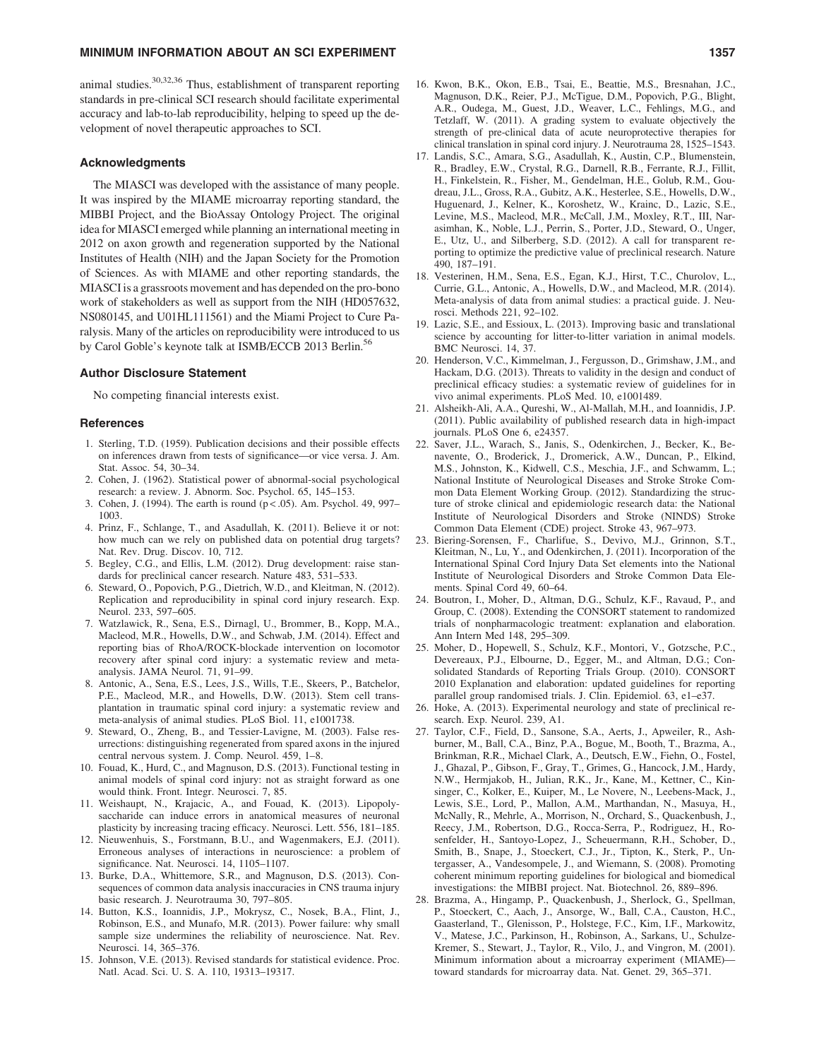animal studies.[30,32,36] Thus, establishment of transparent reporting standards in pre-clinical SCI research should facilitate experimental accuracy and lab-to-lab reproducibility, helping to speed up the development of novel therapeutic approaches to SCI.

## Acknowledgments

The MIASCI was developed with the assistance of many people. It was inspired by the MIAME microarray reporting standard, the MIBBI Project, and the BioAssay Ontology Project. The original idea for MIASCI emerged while planning an international meeting in 2012 on axon growth and regeneration supported by the National Institutes of Health (NIH) and the Japan Society for the Promotion of Sciences. As with MIAME and other reporting standards, the MIASCI is a grassroots movement and has depended on the pro-bono work of stakeholders as well as support from the NIH (HD057632, NS080145, and U01HL111561) and the Miami Project to Cure Paralysis. Many of the articles on reproducibility were introduced to us by Carol Goble's keynote talk at ISMB/ECCB 2013 Berlin.[56]

## Author Disclosure Statement

No competing financial interests exist.

## References

1. Sterling, T.D. (1959). Publication decisions and their possible effects on inferences drawn from tests of significance—or vice versa. J. Am. Stat. Assoc. 54, 30–34.
2. Cohen, J. (1962). Statistical power of abnormal-social psychological research: a review. J. Abnorm. Soc. Psychol. 65, 145–153.
3. Cohen, J. (1994). The earth is round ($p < .05$). Am. Psychol. 49, 997–1003.
4. Prinz, F., Schlange, T., and Asadullah, K. (2011). Believe it or not: how much can we rely on published data on potential drug targets? Nat. Rev. Drug. Discov. 10, 712.
5. Begley, C.G., and Ellis, L.M. (2012). Drug development: raise standards for preclinical cancer research. Nature 483, 531–533.
6. Steward, O., Popovich, P.G., Dietrich, W.D., and Kleitman, N. (2012). Replication and reproducibility in spinal cord injury research. Exp. Neurol. 233, 597–605.
7. Watzlawick, R., Sena, E.S., Dirnagl, U., Brommer, B., Kopp, M.A., Macleod, M.R., Howells, D.W., and Schwab, J.M. (2014). Effect and reporting bias of RhoA/ROCK-blockade intervention on locomotor recovery after spinal cord injury: a systematic review and meta-analysis. JAMA Neurol. 71, 91–99.
8. Antonic, A., Sena, E.S., Lees, J.S., Wills, T.E., Skeers, P., Batchelor, P.E., Macleod, M.R., and Howells, D.W. (2013). Stem cell transplantation in traumatic spinal cord injury: a systematic review and meta-analysis of animal studies. PLoS Biol. 11, e1001738.
9. Steward, O., Zheng, B., and Tessier-Lavigne, M. (2003). False resurrections: distinguishing regenerated from spared axons in the injured central nervous system. J. Comp. Neurol. 459, 1–8.
10. Fouad, K., Hurd, C., and Magnuson, D.S. (2013). Functional testing in animal models of spinal cord injury: not as straight forward as one would think. Front. Integr. Neurosci. 7, 85.
11. Weishaupt, N., Krajacic, A., and Fouad, K. (2013). Lipopolysaccharide can induce errors in anatomical measures of neuronal plasticity by increasing tracing efficacy. Neurosci. Lett. 556, 181–185.
12. Nieuwenhuis, S., Forstmann, B.U., and Wagenmakers, E.J. (2011). Erroneous analyses of interactions in neuroscience: a problem of significance. Nat. Neurosci. 14, 1105–1107.
13. Burke, D.A., Whittemore, S.R., and Magnuson, D.S. (2013). Consequences of common data analysis inaccuracies in CNS trauma injury basic research. J. Neurotrauma 30, 797–805.
14. Button, K.S., Ioannidis, J.P., Mokrysz, C., Nosek, B.A., Flint, J., Robinson, E.S., and Munafo, M.R. (2013). Power failure: why small sample size undermines the reliability of neuroscience. Nat. Rev. Neurosci. 14, 365–376.
15. Johnson, V.E. (2013). Revised standards for statistical evidence. Proc. Natl. Acad. Sci. U. S. A. 110, 19313–19317.
16. Kwon, B.K., Okon, E.B., Tsai, E., Beattie, M.S., Bresnahan, J.C., Magnuson, D.K., Reier, P.J., McTigue, D.M., Popovich, P.G., Blight, A.R., Oudega, M., Guest, J.D., Weaver, L.C., Fehlings, M.G., and Tetzlaff, W. (2011). A grading system to evaluate objectively the strength of pre-clinical data of acute neuroprotective therapies for clinical translation in spinal cord injury. J. Neurotrauma 28, 1525–1543.
17. Landis, S.C., Amara, S.G., Asadullah, K., Austin, C.P., Blumenstein, R., Bradley, E.W., Crystal, R.G., Darnell, R.B., Ferrante, R.J., Fillit, H., Finkelstein, R., Fisher, M., Gendelman, H.E., Golub, R.M., Goudreau, J.L., Gross, R.A., Gubitz, A.K., Hesterlee, S.E., Howells, D.W., Huguenard, J., Kelner, K., Koroshetz, W., Krainc, D., Lazic, S.E., Levine, M.S., Macleod, M.R., McCall, J.M., Moxley, R.T., III, Narasimhan, K., Noble, L.J., Perrin, S., Porter, J.D., Steward, O., Unger, E., Utz, U., and Silberberg, S.D. (2012). A call for transparent reporting to optimize the predictive value of preclinical research. Nature 490, 187–191.
18. Vesterinen, H.M., Sena, E.S., Egan, K.J., Hirst, T.C., Churolov, L., Currie, G.L., Antonic, A., Howells, D.W., and Macleod, M.R. (2014). Meta-analysis of data from animal studies: a practical guide. J. Neurosci. Methods 221, 92–102.
19. Lazic, S.E., and Essioux, L. (2013). Improving basic and translational science by accounting for litter-to-litter variation in animal models. BMC Neurosci. 14, 37.
20. Henderson, V.C., Kimmelman, J., Fergusson, D., Grimshaw, J.M., and Hackam, D.G. (2013). Threats to validity in the design and conduct of preclinical efficacy studies: a systematic review of guidelines for in vivo animal experiments. PLoS Med. 10, e1001489.
21. Alsheikh-Ali, A.A., Qureshi, W., Al-Mallah, M.H., and Ioannidis, J.P. (2011). Public availability of published research data in high-impact journals. PLoS One 6, e24357.
22. Saver, J.L., Warach, S., Janis, S., Odenkirchen, J., Becker, K., Benavente, O., Broderick, J., Dromerick, A.W., Duncan, P., Elkind, M.S., Johnston, K., Kidwell, C.S., Meschia, J.F., and Schwamm, L.; National Institute of Neurological Diseases and Stroke Stroke Common Data Element Working Group. (2012). Standardizing the structure of stroke clinical and epidemiologic research data: the National Institute of Neurological Disorders and Stroke (NINDS) Stroke Common Data Element (CDE) project. Stroke 43, 967–973.
23. Biering-Sorensen, F., Charlifue, S., Devivo, M.J., Grinnon, S.T., Kleitman, N., Lu, Y., and Odenkirchen, J. (2011). Incorporation of the International Spinal Cord Injury Data Set elements into the National Institute of Neurological Disorders and Stroke Common Data Elements. Spinal Cord 49, 60–64.
24. Boutron, I., Moher, D., Altman, D.G., Schulz, K.F., Ravaud, P., and Group, C. (2008). Extending the CONSORT statement to randomized trials of nonpharmacologic treatment: explanation and elaboration. Ann Intern Med 148, 295–309.
25. Moher, D., Hopewell, S., Schulz, K.F., Montori, V., Gotzsche, P.C., Devereaux, P.J., Elbourne, D., Egger, M., and Altman, D.G.; Consolidated Standards of Reporting Trials Group. (2010). CONSORT 2010 Explanation and elaboration: updated guidelines for reporting parallel group randomised trials. J. Clin. Epidemiol. 63, e1–e37.
26. Hoke, A. (2013). Experimental neurology and state of preclinical research. Exp. Neurol. 239, A1.
27. Taylor, C.F., Field, D., Sansone, S.A., Aerts, J., Apweiler, R., Ashburner, M., Ball, C.A., Binz, P.A., Bogue, M., Booth, T., Brazma, A., Brinkman, R.R., Michael Clark, A., Deutsch, E.W., Fiehn, O., Fostel, J., Ghazal, P., Gibson, F., Gray, T., Grimes, G., Hancock, J.M., Hardy, N.W., Hermjakob, H., Julian, R.K., Jr., Kane, M., Kettner, C., Kinsinger, C., Kolker, E., Kuiper, M., Le Novere, N., Leebens-Mack, J., Lewis, S.E., Lord, P., Mallon, A.M., Marthandan, N., Masuya, H., McNally, R., Mehrle, A., Morrison, N., Orchard, S., Quackenbush, J., Reecy, J.M., Robertson, D.G., Rocca-Serra, P., Rodriguez, H., Rosenfelder, H., Santoyo-Lopez, J., Scheuermann, R.H., Schober, D., Smith, B., Snape, J., Stoeckert, C.J., Jr., Tipton, K., Sterk, P., Untergasser, A., Vandesompele, J., and Wiemann, S. (2008). Promoting coherent minimum reporting guidelines for biological and biomedical investigations: the MIBBI project. Nat. Biotechnol. 26, 889–896.
28. Brazma, A., Hingamp, P., Quackenbush, J., Sherlock, G., Spellman, P., Stoeckert, C., Aach, J., Ansorge, W., Ball, C.A., Causton, H.C., Gaasterland, T., Glenisson, P., Holstege, F.C., Kim, I.F., Markowitz, V., Matese, J.C., Parkinson, H., Robinson, A., Sarkans, U., Schulze-Kremer, S., Stewart, J., Taylor, R., Vilo, J., and Vingron, M. (2001). Minimum information about a microarray experiment (MIAME)—toward standards for microarray data. Nat. Genet. 29, 365–371.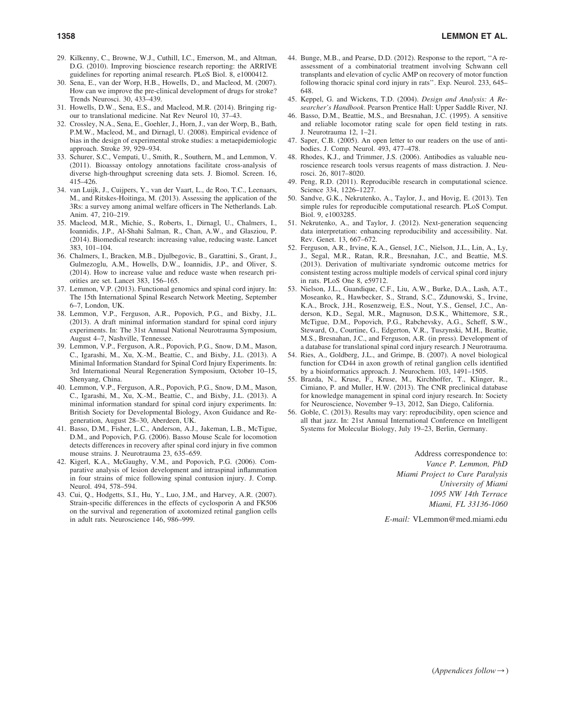29. Kilkenny, C., Browne, W.J., Cuthill, I.C., Emerson, M., and Altman, D.G. (2010). Improving bioscience research reporting: the ARRIVE guidelines for reporting animal research. PLoS Biol. 8, e1000412.
30. Sena, E., van der Worp, H.B., Howells, D., and Macleod, M. (2007). How can we improve the pre-clinical development of drugs for stroke? Trends Neurosci. 30, 433–439.
31. Howells, D.W., Sena, E.S., and Macleod, M.R. (2014). Bringing rigour to translational medicine. Nat Rev Neurol 10, 37–43.
32. Crossley, N.A., Sena, E., Goehler, J., Horn, J., van der Worp, B., Bath, P.M.W., Macleod, M., and Dirnagl, U. (2008). Empirical evidence of bias in the design of experimental stroke studies: a metaepidemiologic approach. Stroke 39, 929–934.
33. Schurer, S.C., Vempati, U., Smith, R., Southern, M., and Lemmon, V. (2011). Bioassay ontology annotations facilitate cross-analysis of diverse high-throughput screening data sets. J. Biomol. Screen. 16, 415–426.
34. van Luijk, J., Cuijpers, Y., van der Vaart, L., de Roo, T.C., Leenaars, M., and Ritskes-Hoitinga, M. (2013). Assessing the application of the 3Rs: a survey among animal welfare officers in The Netherlands. Lab. Anim. 47, 210–219.
35. Macleod, M.R., Michie, S., Roberts, I., Dirnagl, U., Chalmers, I., Ioannidis, J.P., Al-Shahi Salman, R., Chan, A.W., and Glasziou, P. (2014). Biomedical research: increasing value, reducing waste. Lancet 383, 101–104.
36. Chalmers, I., Bracken, M.B., Djulbegovic, B., Garattini, S., Grant, J., Gulmezoglu, A.M., Howells, D.W., Ioannidis, J.P., and Oliver, S. (2014). How to increase value and reduce waste when research priorities are set. Lancet 383, 156–165.
37. Lemmon, V.P. (2013). Functional genomics and spinal cord injury. In: The 15th International Spinal Research Network Meeting, September 6–7, London, UK.
38. Lemmon, V.P., Ferguson, A.R., Popovich, P.G., and Bixby, J.L. (2013). A draft minimal information standard for spinal cord injury experiments. In: The 31st Annual National Neurotrauma Symposium, August 4–7, Nashville, Tennessee.
39. Lemmon, V.P., Ferguson, A.R., Popovich, P.G., Snow, D.M., Mason, C., Igarashi, M., Xu, X.-M., Beattie, C., and Bixby, J.L. (2013). A Minimal Information Standard for Spinal Cord Injury Experiments. In: 3rd International Neural Regeneration Symposium, October 10–15, Shenyang, China.
40. Lemmon, V.P., Ferguson, A.R., Popovich, P.G., Snow, D.M., Mason, C., Igarashi, M., Xu, X.-M., Beattie, C., and Bixby, J.L. (2013). A minimal information standard for spinal cord injury experiments. In: British Society for Developmental Biology, Axon Guidance and Regeneration, August 28–30, Aberdeen, UK.
41. Basso, D.M., Fisher, L.C., Anderson, A.J., Jakeman, L.B., McTigue, D.M., and Popovich, P.G. (2006). Basso Mouse Scale for locomotion detects differences in recovery after spinal cord injury in five common mouse strains. J. Neurotrauma 23, 635–659.
42. Kigerl, K.A., McGaughy, V.M., and Popovich, P.G. (2006). Comparative analysis of lesion development and intraspinal inflammation in four strains of mice following spinal contusion injury. J. Comp. Neurol. 494, 578–594.
43. Cui, Q., Hodgetts, S.I., Hu, Y., Luo, J.M., and Harvey, A.R. (2007). Strain-specific differences in the effects of cyclosporin A and FK506 on the survival and regeneration of axotomized retinal ganglion cells in adult rats. Neuroscience 146, 986–999.
44. Bunge, M.B., and Pearse, D.D. (2012). Response to the report, ''A re-assessment of a combinatorial treatment involving Schwann cell transplants and elevation of cyclic AMP on recovery of motor function following thoracic spinal cord injury in rats''. Exp. Neurol. 233, 645–648.
45. Keppel, G. and Wickens, T.D. (2004). *Design and Analysis: A Researcher's Handbook*. Pearson Prentice Hall: Upper Saddle River, NJ.
46. Basso, D.M., Beattie, M.S., and Bresnahan, J.C. (1995). A sensitive and reliable locomotor rating scale for open field testing in rats. J. Neurotrauma 12, 1–21.
47. Saper, C.B. (2005). An open letter to our readers on the use of antibodies. J. Comp. Neurol. 493, 477–478.
48. Rhodes, K.J., and Trimmer, J.S. (2006). Antibodies as valuable neuroscience research tools versus reagents of mass distraction. J. Neurosci. 26, 8017–8020.
49. Peng, R.D. (2011). Reproducible research in computational science. Science 334, 1226–1227.
50. Sandve, G.K., Nekrutenko, A., Taylor, J., and Hovig, E. (2013). Ten simple rules for reproducible computational research. PLoS Comput. Biol. 9, e1003285.
51. Nekrutenko, A., and Taylor, J. (2012). Next-generation sequencing data interpretation: enhancing reproducibility and accessibility. Nat. Rev. Genet. 13, 667–672.
52. Ferguson, A.R., Irvine, K.A., Gensel, J.C., Nielson, J.L., Lin, A., Ly, J., Segal, M.R., Ratan, R.R., Bresnahan, J.C., and Beattie, M.S. (2013). Derivation of multivariate syndromic outcome metrics for consistent testing across multiple models of cervical spinal cord injury in rats. PLoS One 8, e59712.
53. Nielson, J.L., Guandique, C.F., Liu, A.W., Burke, D.A., Lash, A.T., Moseanko, R., Hawbecker, S., Strand, S.C., Zdunowski, S., Irvine, K.A., Brock, J.H., Rosenzweig, E.S., Nout, Y.S., Gensel, J.C., Anderson, K.D., Segal, M.R., Magnuson, D.S.K., Whittemore, S.R., McTigue, D.M., Popovich, P.G., Rabchevsky, A.G., Scheff, S.W., Steward, O., Courtine, G., Edgerton, V.R., Tuszynski, M.H., Beattie, M.S., Bresnahan, J.C., and Ferguson, A.R. (in press). Development of a database for translational spinal cord injury research. J Neurotrauma.
54. Ries, A., Goldberg, J.L., and Grimpe, B. (2007). A novel biological function for CD44 in axon growth of retinal ganglion cells identified by a bioinformatics approach. J. Neurochem. 103, 1491–1505.
55. Brazda, N., Kruse, F., Kruse, M., Kirchhoffer, T., Klinger, R., Cimiano, P. and Muller, H.W. (2013). The CNR preclinical database for knowledge management in spinal cord injury research. In: Society for Neuroscience, November 9–13, 2012, San Diego, California.
56. Goble, C. (2013). Results may vary: reproducibility, open science and all that jazz. In: 21st Annual International Conference on Intelligent Systems for Molecular Biology, July 19–23, Berlin, Germany.

Address correspondence to:
*Vance P. Lemmon, PhD*
*Miami Project to Cure Paralysis*
*University of Miami*
*1095 NW 14th Terrace*
*Miami, FL 33136-1060*

*E-mail:* VLemmon@med.miami.edu

(*Appendices follow*→)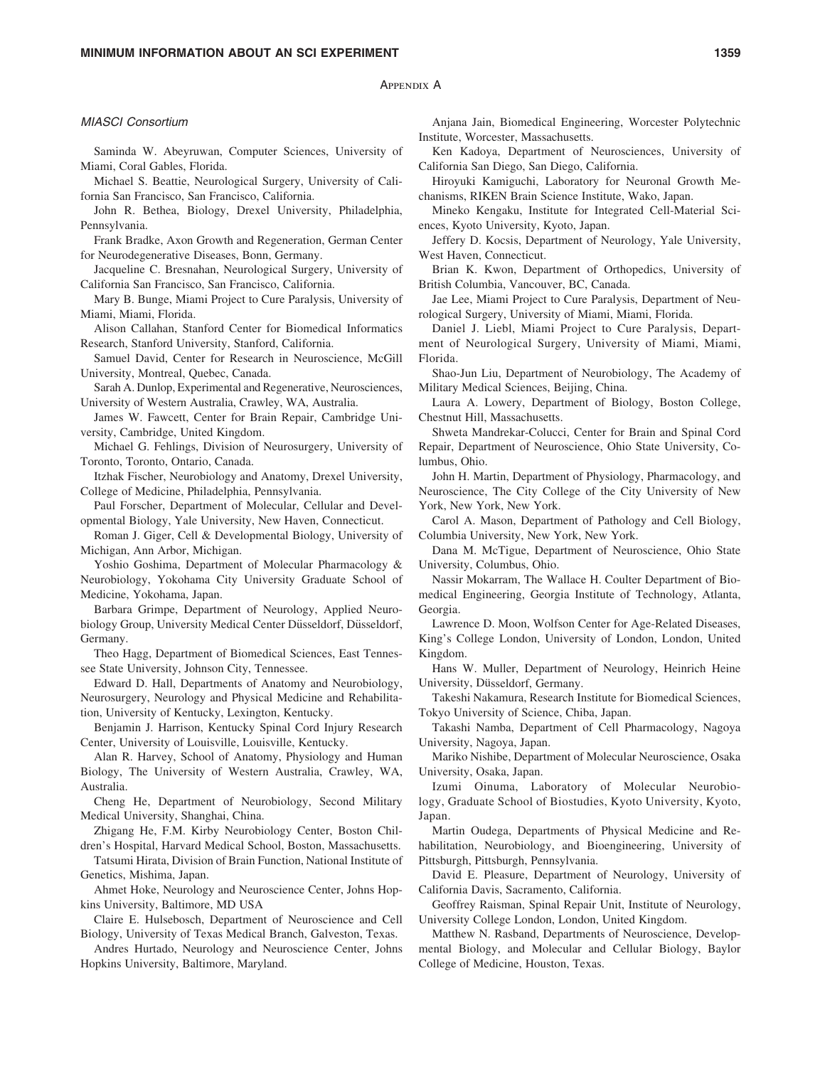## Appendix A

### *MIASCI Consortium*

Saminda W. Abeyruwan, Computer Sciences, University of Miami, Coral Gables, Florida.

Michael S. Beattie, Neurological Surgery, University of California San Francisco, San Francisco, California.

John R. Bethea, Biology, Drexel University, Philadelphia, Pennsylvania.

Frank Bradke, Axon Growth and Regeneration, German Center for Neurodegenerative Diseases, Bonn, Germany.

Jacqueline C. Bresnahan, Neurological Surgery, University of California San Francisco, San Francisco, California.

Mary B. Bunge, Miami Project to Cure Paralysis, University of Miami, Miami, Florida.

Alison Callahan, Stanford Center for Biomedical Informatics Research, Stanford University, Stanford, California.

Samuel David, Center for Research in Neuroscience, McGill University, Montreal, Quebec, Canada.

Sarah A. Dunlop, Experimental and Regenerative, Neurosciences, University of Western Australia, Crawley, WA, Australia.

James W. Fawcett, Center for Brain Repair, Cambridge University, Cambridge, United Kingdom.

Michael G. Fehlings, Division of Neurosurgery, University of Toronto, Toronto, Ontario, Canada.

Itzhak Fischer, Neurobiology and Anatomy, Drexel University, College of Medicine, Philadelphia, Pennsylvania.

Paul Forscher, Department of Molecular, Cellular and Developmental Biology, Yale University, New Haven, Connecticut.

Roman J. Giger, Cell & Developmental Biology, University of Michigan, Ann Arbor, Michigan.

Yoshio Goshima, Department of Molecular Pharmacology & Neurobiology, Yokohama City University Graduate School of Medicine, Yokohama, Japan.

Barbara Grimpe, Department of Neurology, Applied Neurobiology Group, University Medical Center Düsseldorf, Düsseldorf, Germany.

Theo Hagg, Department of Biomedical Sciences, East Tennessee State University, Johnson City, Tennessee.

Edward D. Hall, Departments of Anatomy and Neurobiology, Neurosurgery, Neurology and Physical Medicine and Rehabilitation, University of Kentucky, Lexington, Kentucky.

Benjamin J. Harrison, Kentucky Spinal Cord Injury Research Center, University of Louisville, Louisville, Kentucky.

Alan R. Harvey, School of Anatomy, Physiology and Human Biology, The University of Western Australia, Crawley, WA, Australia.

Cheng He, Department of Neurobiology, Second Military Medical University, Shanghai, China.

Zhigang He, F.M. Kirby Neurobiology Center, Boston Children's Hospital, Harvard Medical School, Boston, Massachusetts.

Tatsumi Hirata, Division of Brain Function, National Institute of Genetics, Mishima, Japan.

Ahmet Hoke, Neurology and Neuroscience Center, Johns Hopkins University, Baltimore, MD USA

Claire E. Hulsebosch, Department of Neuroscience and Cell Biology, University of Texas Medical Branch, Galveston, Texas.

Andres Hurtado, Neurology and Neuroscience Center, Johns Hopkins University, Baltimore, Maryland.

Anjana Jain, Biomedical Engineering, Worcester Polytechnic Institute, Worcester, Massachusetts.

Ken Kadoya, Department of Neurosciences, University of California San Diego, San Diego, California.

Hiroyuki Kamiguchi, Laboratory for Neuronal Growth Mechanisms, RIKEN Brain Science Institute, Wako, Japan.

Mineko Kengaku, Institute for Integrated Cell-Material Sciences, Kyoto University, Kyoto, Japan.

Jeffery D. Kocsis, Department of Neurology, Yale University, West Haven, Connecticut.

Brian K. Kwon, Department of Orthopedics, University of British Columbia, Vancouver, BC, Canada.

Jae Lee, Miami Project to Cure Paralysis, Department of Neurological Surgery, University of Miami, Miami, Florida.

Daniel J. Liebl, Miami Project to Cure Paralysis, Department of Neurological Surgery, University of Miami, Miami, Florida.

Shao-Jun Liu, Department of Neurobiology, The Academy of Military Medical Sciences, Beijing, China.

Laura A. Lowery, Department of Biology, Boston College, Chestnut Hill, Massachusetts.

Shweta Mandrekar-Colucci, Center for Brain and Spinal Cord Repair, Department of Neuroscience, Ohio State University, Columbus, Ohio.

John H. Martin, Department of Physiology, Pharmacology, and Neuroscience, The City College of the City University of New York, New York, New York.

Carol A. Mason, Department of Pathology and Cell Biology, Columbia University, New York, New York.

Dana M. McTigue, Department of Neuroscience, Ohio State University, Columbus, Ohio.

Nassir Mokarram, The Wallace H. Coulter Department of Biomedical Engineering, Georgia Institute of Technology, Atlanta, Georgia.

Lawrence D. Moon, Wolfson Center for Age-Related Diseases, King's College London, University of London, London, United Kingdom.

Hans W. Muller, Department of Neurology, Heinrich Heine University, Düsseldorf, Germany.

Takeshi Nakamura, Research Institute for Biomedical Sciences, Tokyo University of Science, Chiba, Japan.

Takashi Namba, Department of Cell Pharmacology, Nagoya University, Nagoya, Japan.

Mariko Nishibe, Department of Molecular Neuroscience, Osaka University, Osaka, Japan.

Izumi Oinuma, Laboratory of Molecular Neurobiology, Graduate School of Biostudies, Kyoto University, Kyoto, Japan.

Martin Oudega, Departments of Physical Medicine and Rehabilitation, Neurobiology, and Bioengineering, University of Pittsburgh, Pittsburgh, Pennsylvania.

David E. Pleasure, Department of Neurology, University of California Davis, Sacramento, California.

Geoffrey Raisman, Spinal Repair Unit, Institute of Neurology, University College London, London, United Kingdom.

Matthew N. Rasband, Departments of Neuroscience, Developmental Biology, and Molecular and Cellular Biology, Baylor College of Medicine, Houston, Texas.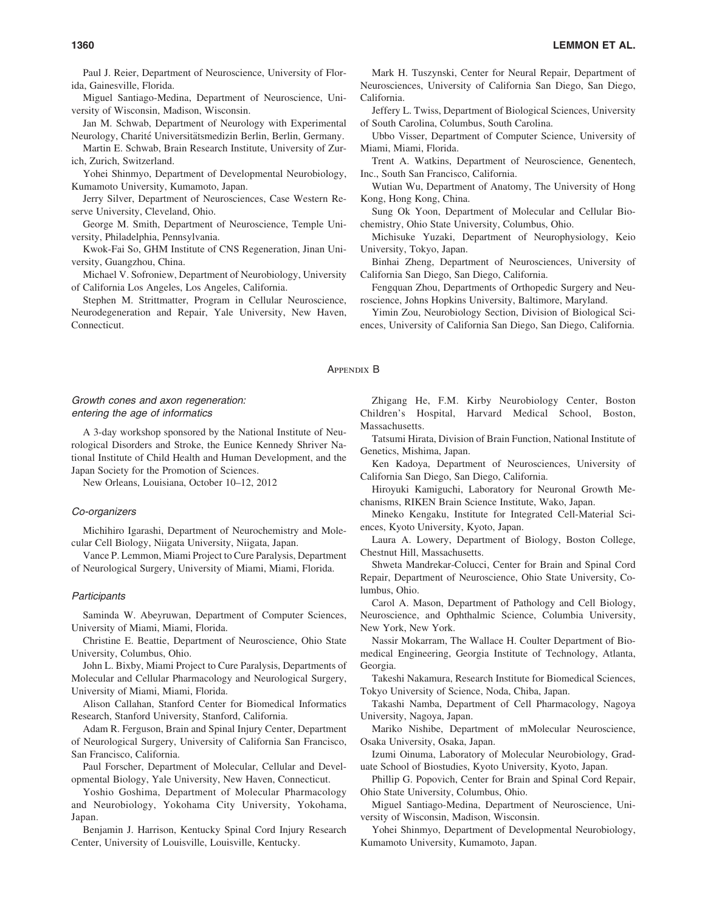Paul J. Reier, Department of Neuroscience, University of Florida, Gainesville, Florida.

Miguel Santiago-Medina, Department of Neuroscience, University of Wisconsin, Madison, Wisconsin.

Jan M. Schwab, Department of Neurology with Experimental Neurology, Charité Universitätsmedizin Berlin, Berlin, Germany.

Martin E. Schwab, Brain Research Institute, University of Zurich, Zurich, Switzerland.

Yohei Shinmyo, Department of Developmental Neurobiology, Kumamoto University, Kumamoto, Japan.

Jerry Silver, Department of Neurosciences, Case Western Reserve University, Cleveland, Ohio.

George M. Smith, Department of Neuroscience, Temple University, Philadelphia, Pennsylvania.

Kwok-Fai So, GHM Institute of CNS Regeneration, Jinan University, Guangzhou, China.

Michael V. Sofroniew, Department of Neurobiology, University of California Los Angeles, Los Angeles, California.

Stephen M. Strittmatter, Program in Cellular Neuroscience, Neurodegeneration and Repair, Yale University, New Haven, Connecticut.

Mark H. Tuszynski, Center for Neural Repair, Department of Neurosciences, University of California San Diego, San Diego, California.

Jeffery L. Twiss, Department of Biological Sciences, University of South Carolina, Columbus, South Carolina.

Ubbo Visser, Department of Computer Science, University of Miami, Miami, Florida.

Trent A. Watkins, Department of Neuroscience, Genentech, Inc., South San Francisco, California.

Wutian Wu, Department of Anatomy, The University of Hong Kong, Hong Kong, China.

Sung Ok Yoon, Department of Molecular and Cellular Biochemistry, Ohio State University, Columbus, Ohio.

Michisuke Yuzaki, Department of Neurophysiology, Keio University, Tokyo, Japan.

Binhai Zheng, Department of Neurosciences, University of California San Diego, San Diego, California.

Fengquan Zhou, Departments of Orthopedic Surgery and Neuroscience, Johns Hopkins University, Baltimore, Maryland.

Yimin Zou, Neurobiology Section, Division of Biological Sciences, University of California San Diego, San Diego, California.

## Appendix B

### *Growth cones and axon regeneration: entering the age of informatics*

A 3-day workshop sponsored by the National Institute of Neurological Disorders and Stroke, the Eunice Kennedy Shriver National Institute of Child Health and Human Development, and the Japan Society for the Promotion of Sciences.

New Orleans, Louisiana, October 10–12, 2012

### *Co-organizers*

Michihiro Igarashi, Department of Neurochemistry and Molecular Cell Biology, Niigata University, Niigata, Japan.

Vance P. Lemmon, Miami Project to Cure Paralysis, Department of Neurological Surgery, University of Miami, Miami, Florida.

### *Participants*

Saminda W. Abeyruwan, Department of Computer Sciences, University of Miami, Miami, Florida.

Christine E. Beattie, Department of Neuroscience, Ohio State University, Columbus, Ohio.

John L. Bixby, Miami Project to Cure Paralysis, Departments of Molecular and Cellular Pharmacology and Neurological Surgery, University of Miami, Miami, Florida.

Alison Callahan, Stanford Center for Biomedical Informatics Research, Stanford University, Stanford, California.

Adam R. Ferguson, Brain and Spinal Injury Center, Department of Neurological Surgery, University of California San Francisco, San Francisco, California.

Paul Forscher, Department of Molecular, Cellular and Developmental Biology, Yale University, New Haven, Connecticut.

Yoshio Goshima, Department of Molecular Pharmacology and Neurobiology, Yokohama City University, Yokohama, Japan.

Benjamin J. Harrison, Kentucky Spinal Cord Injury Research Center, University of Louisville, Louisville, Kentucky.

Zhigang He, F.M. Kirby Neurobiology Center, Boston Children's Hospital, Harvard Medical School, Boston, Massachusetts.

Tatsumi Hirata, Division of Brain Function, National Institute of Genetics, Mishima, Japan.

Ken Kadoya, Department of Neurosciences, University of California San Diego, San Diego, California.

Hiroyuki Kamiguchi, Laboratory for Neuronal Growth Mechanisms, RIKEN Brain Science Institute, Wako, Japan.

Mineko Kengaku, Institute for Integrated Cell-Material Sciences, Kyoto University, Kyoto, Japan.

Laura A. Lowery, Department of Biology, Boston College, Chestnut Hill, Massachusetts.

Shweta Mandrekar-Colucci, Center for Brain and Spinal Cord Repair, Department of Neuroscience, Ohio State University, Columbus, Ohio.

Carol A. Mason, Department of Pathology and Cell Biology, Neuroscience, and Ophthalmic Science, Columbia University, New York, New York.

Nassir Mokarram, The Wallace H. Coulter Department of Biomedical Engineering, Georgia Institute of Technology, Atlanta, Georgia.

Takeshi Nakamura, Research Institute for Biomedical Sciences, Tokyo University of Science, Noda, Chiba, Japan.

Takashi Namba, Department of Cell Pharmacology, Nagoya University, Nagoya, Japan.

Mariko Nishibe, Department of mMolecular Neuroscience, Osaka University, Osaka, Japan.

Izumi Oinuma, Laboratory of Molecular Neurobiology, Graduate School of Biostudies, Kyoto University, Kyoto, Japan.

Phillip G. Popovich, Center for Brain and Spinal Cord Repair, Ohio State University, Columbus, Ohio.

Miguel Santiago-Medina, Department of Neuroscience, University of Wisconsin, Madison, Wisconsin.

Yohei Shinmyo, Department of Developmental Neurobiology, Kumamoto University, Kumamoto, Japan.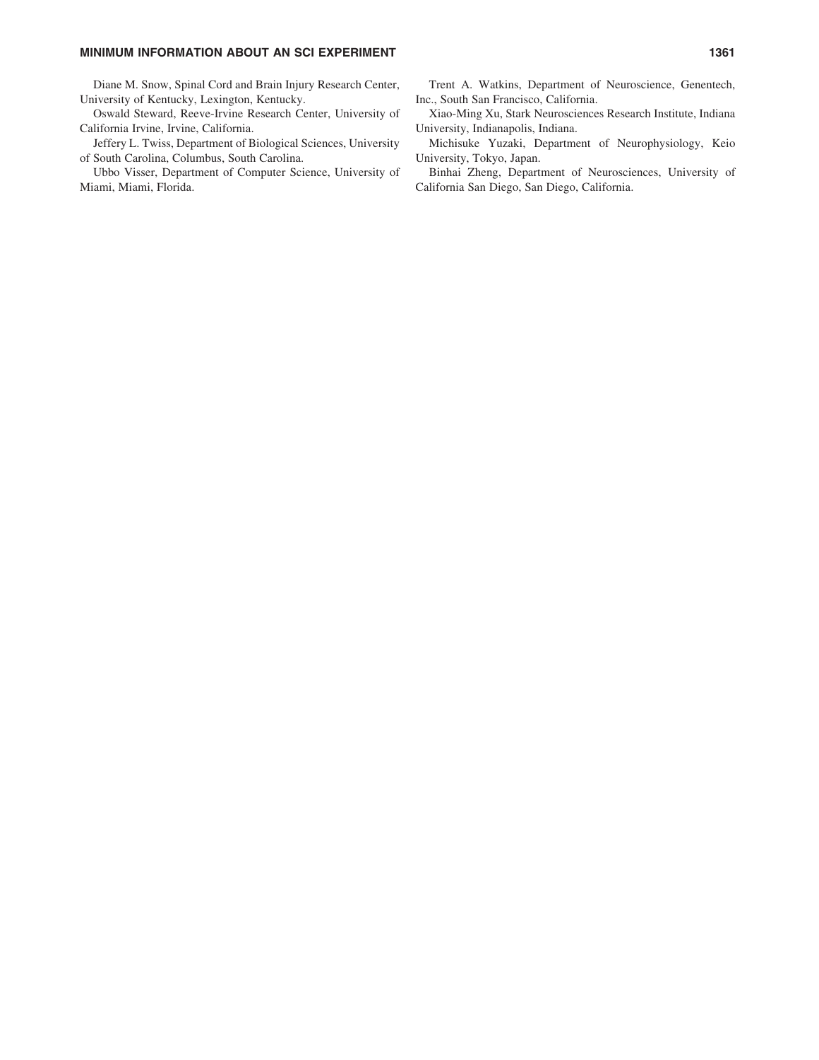Diane M. Snow, Spinal Cord and Brain Injury Research Center, University of Kentucky, Lexington, Kentucky.

Oswald Steward, Reeve-Irvine Research Center, University of California Irvine, Irvine, California.

Jeffery L. Twiss, Department of Biological Sciences, University of South Carolina, Columbus, South Carolina.

Ubbo Visser, Department of Computer Science, University of Miami, Miami, Florida.

Trent A. Watkins, Department of Neuroscience, Genentech, Inc., South San Francisco, California.

Xiao-Ming Xu, Stark Neurosciences Research Institute, Indiana University, Indianapolis, Indiana.

Michisuke Yuzaki, Department of Neurophysiology, Keio University, Tokyo, Japan.

Binhai Zheng, Department of Neurosciences, University of California San Diego, San Diego, California.